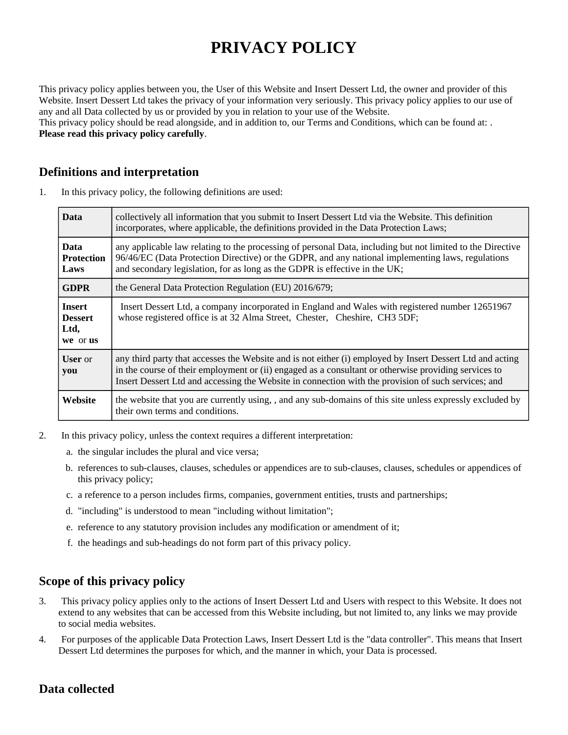# PRIVACY POLICY

This privacy policy applies between you, the User of this Website and Insert Dessert Ltd, the owner and provider of this Website. Insert Dessert Ltd takes the privacy of your information very seriously. This privacy policy applies to our use of any and all Data collected by us or provided by you in relation to your use of the Website.
This privacy policy should be read alongside, and in addition to, our Terms and Conditions, which can be found at: .
**Please read this privacy policy carefully**.

## Definitions and interpretation

1. In this privacy policy, the following definitions are used:

| | |
|---|---|
| **Data** | collectively all information that you submit to Insert Dessert Ltd via the Website. This definition incorporates, where applicable, the definitions provided in the Data Protection Laws; |
| **Data Protection Laws** | any applicable law relating to the processing of personal Data, including but not limited to the Directive 96/46/EC (Data Protection Directive) or the GDPR, and any national implementing laws, regulations and secondary legislation, for as long as the GDPR is effective in the UK; |
| **GDPR** | the General Data Protection Regulation (EU) 2016/679; |
| **Insert Dessert Ltd, we** or **us** | Insert Dessert Ltd, a company incorporated in England and Wales with registered number 12651967 whose registered office is at 32 Alma Street, Chester, Cheshire, CH3 5DF; |
| **User** or **you** | any third party that accesses the Website and is not either (i) employed by Insert Dessert Ltd and acting in the course of their employment or (ii) engaged as a consultant or otherwise providing services to Insert Dessert Ltd and accessing the Website in connection with the provision of such services; and |
| **Website** | the website that you are currently using, , and any sub-domains of this site unless expressly excluded by their own terms and conditions. |

2. In this privacy policy, unless the context requires a different interpretation:
   a. the singular includes the plural and vice versa;
   b. references to sub-clauses, clauses, schedules or appendices are to sub-clauses, clauses, schedules or appendices of this privacy policy;
   c. a reference to a person includes firms, companies, government entities, trusts and partnerships;
   d. "including" is understood to mean "including without limitation";
   e. reference to any statutory provision includes any modification or amendment of it;
   f. the headings and sub-headings do not form part of this privacy policy.

## Scope of this privacy policy

3. This privacy policy applies only to the actions of Insert Dessert Ltd and Users with respect to this Website. It does not extend to any websites that can be accessed from this Website including, but not limited to, any links we may provide to social media websites.
4. For purposes of the applicable Data Protection Laws, Insert Dessert Ltd is the "data controller". This means that Insert Dessert Ltd determines the purposes for which, and the manner in which, your Data is processed.

## Data collected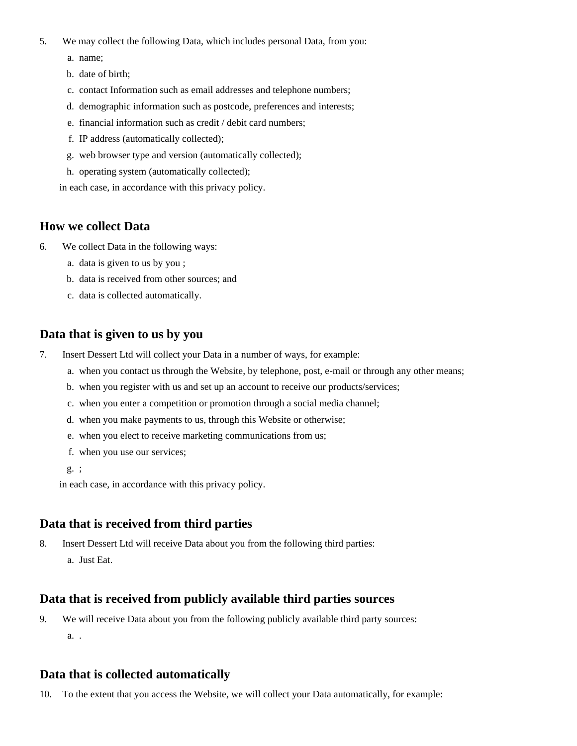5. We may collect the following Data, which includes personal Data, from you:
    a. name;
    b. date of birth;
    c. contact Information such as email addresses and telephone numbers;
    d. demographic information such as postcode, preferences and interests;
    e. financial information such as credit / debit card numbers;
    f. IP address (automatically collected);
    g. web browser type and version (automatically collected);
    h. operating system (automatically collected);

   in each case, in accordance with this privacy policy.

## How we collect Data

6. We collect Data in the following ways:
    a. data is given to us by you ;
    b. data is received from other sources; and
    c. data is collected automatically.

## Data that is given to us by you

7. Insert Dessert Ltd will collect your Data in a number of ways, for example:
    a. when you contact us through the Website, by telephone, post, e-mail or through any other means;
    b. when you register with us and set up an account to receive our products/services;
    c. when you enter a competition or promotion through a social media channel;
    d. when you make payments to us, through this Website or otherwise;
    e. when you elect to receive marketing communications from us;
    f. when you use our services;
    g. ;

   in each case, in accordance with this privacy policy.

## Data that is received from third parties

8. Insert Dessert Ltd will receive Data about you from the following third parties:
    a. Just Eat.

## Data that is received from publicly available third parties sources

9. We will receive Data about you from the following publicly available third party sources:
    a. .

## Data that is collected automatically

10. To the extent that you access the Website, we will collect your Data automatically, for example: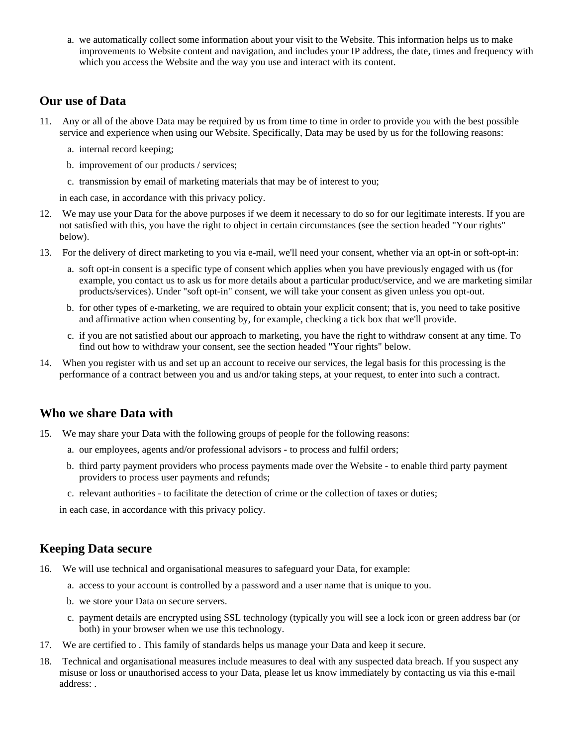a. we automatically collect some information about your visit to the Website. This information helps us to make improvements to Website content and navigation, and includes your IP address, the date, times and frequency with which you access the Website and the way you use and interact with its content.

## Our use of Data

11. Any or all of the above Data may be required by us from time to time in order to provide you with the best possible service and experience when using our Website. Specifically, Data may be used by us for the following reasons:
    a. internal record keeping;
    b. improvement of our products / services;
    c. transmission by email of marketing materials that may be of interest to you;

    in each case, in accordance with this privacy policy.
12. We may use your Data for the above purposes if we deem it necessary to do so for our legitimate interests. If you are not satisfied with this, you have the right to object in certain circumstances (see the section headed "Your rights" below).
13. For the delivery of direct marketing to you via e-mail, we'll need your consent, whether via an opt-in or soft-opt-in:
    a. soft opt-in consent is a specific type of consent which applies when you have previously engaged with us (for example, you contact us to ask us for more details about a particular product/service, and we are marketing similar products/services). Under "soft opt-in" consent, we will take your consent as given unless you opt-out.
    b. for other types of e-marketing, we are required to obtain your explicit consent; that is, you need to take positive and affirmative action when consenting by, for example, checking a tick box that we'll provide.
    c. if you are not satisfied about our approach to marketing, you have the right to withdraw consent at any time. To find out how to withdraw your consent, see the section headed "Your rights" below.
14. When you register with us and set up an account to receive our services, the legal basis for this processing is the performance of a contract between you and us and/or taking steps, at your request, to enter into such a contract.

## Who we share Data with

15. We may share your Data with the following groups of people for the following reasons:
    a. our employees, agents and/or professional advisors - to process and fulfil orders;
    b. third party payment providers who process payments made over the Website - to enable third party payment providers to process user payments and refunds;
    c. relevant authorities - to facilitate the detection of crime or the collection of taxes or duties;

    in each case, in accordance with this privacy policy.

## Keeping Data secure

16. We will use technical and organisational measures to safeguard your Data, for example:
    a. access to your account is controlled by a password and a user name that is unique to you.
    b. we store your Data on secure servers.
    c. payment details are encrypted using SSL technology (typically you will see a lock icon or green address bar (or both) in your browser when we use this technology.
17. We are certified to . This family of standards helps us manage your Data and keep it secure.
18. Technical and organisational measures include measures to deal with any suspected data breach. If you suspect any misuse or loss or unauthorised access to your Data, please let us know immediately by contacting us via this e-mail address: .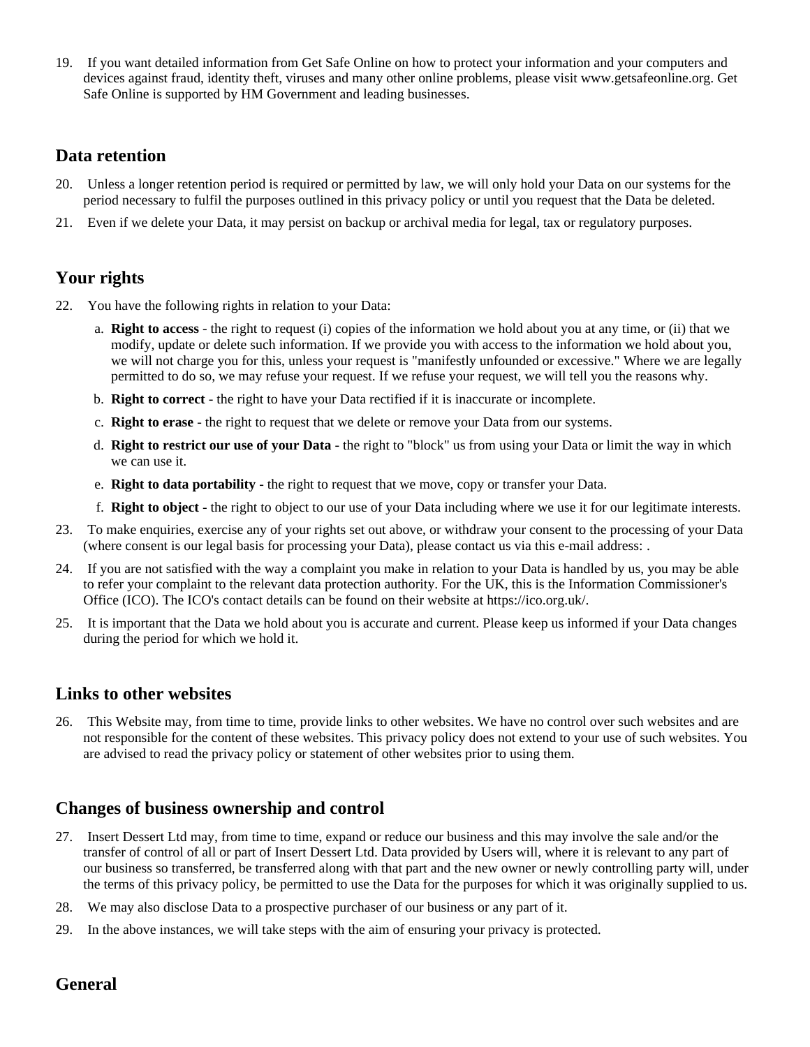19. If you want detailed information from Get Safe Online on how to protect your information and your computers and devices against fraud, identity theft, viruses and many other online problems, please visit www.getsafeonline.org. Get Safe Online is supported by HM Government and leading businesses.

## Data retention

20. Unless a longer retention period is required or permitted by law, we will only hold your Data on our systems for the period necessary to fulfil the purposes outlined in this privacy policy or until you request that the Data be deleted.
21. Even if we delete your Data, it may persist on backup or archival media for legal, tax or regulatory purposes.

## Your rights

22. You have the following rights in relation to your Data:
    a. **Right to access** - the right to request (i) copies of the information we hold about you at any time, or (ii) that we modify, update or delete such information. If we provide you with access to the information we hold about you, we will not charge you for this, unless your request is "manifestly unfounded or excessive." Where we are legally permitted to do so, we may refuse your request. If we refuse your request, we will tell you the reasons why.
    b. **Right to correct** - the right to have your Data rectified if it is inaccurate or incomplete.
    c. **Right to erase** - the right to request that we delete or remove your Data from our systems.
    d. **Right to restrict our use of your Data** - the right to "block" us from using your Data or limit the way in which we can use it.
    e. **Right to data portability** - the right to request that we move, copy or transfer your Data.
    f. **Right to object** - the right to object to our use of your Data including where we use it for our legitimate interests.
23. To make enquiries, exercise any of your rights set out above, or withdraw your consent to the processing of your Data (where consent is our legal basis for processing your Data), please contact us via this e-mail address: .
24. If you are not satisfied with the way a complaint you make in relation to your Data is handled by us, you may be able to refer your complaint to the relevant data protection authority. For the UK, this is the Information Commissioner's Office (ICO). The ICO's contact details can be found on their website at https://ico.org.uk/.
25. It is important that the Data we hold about you is accurate and current. Please keep us informed if your Data changes during the period for which we hold it.

## Links to other websites

26. This Website may, from time to time, provide links to other websites. We have no control over such websites and are not responsible for the content of these websites. This privacy policy does not extend to your use of such websites. You are advised to read the privacy policy or statement of other websites prior to using them.

## Changes of business ownership and control

27. Insert Dessert Ltd may, from time to time, expand or reduce our business and this may involve the sale and/or the transfer of control of all or part of Insert Dessert Ltd. Data provided by Users will, where it is relevant to any part of our business so transferred, be transferred along with that part and the new owner or newly controlling party will, under the terms of this privacy policy, be permitted to use the Data for the purposes for which it was originally supplied to us.
28. We may also disclose Data to a prospective purchaser of our business or any part of it.
29. In the above instances, we will take steps with the aim of ensuring your privacy is protected.

## General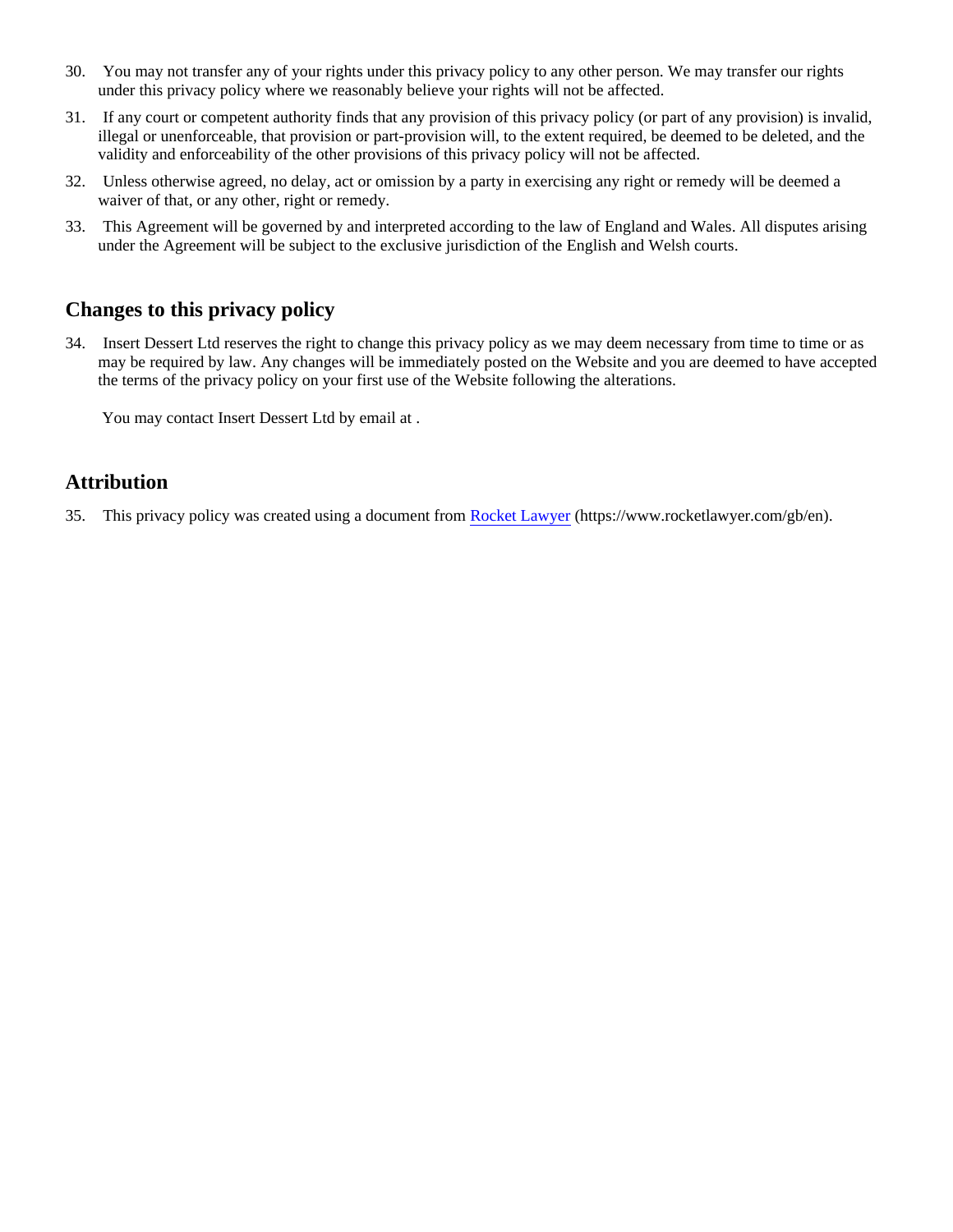30. You may not transfer any of your rights under this privacy policy to any other person. We may transfer our rights under this privacy policy where we reasonably believe your rights will not be affected.

31. If any court or competent authority finds that any provision of this privacy policy (or part of any provision) is invalid, illegal or unenforceable, that provision or part-provision will, to the extent required, be deemed to be deleted, and the validity and enforceability of the other provisions of this privacy policy will not be affected.

32. Unless otherwise agreed, no delay, act or omission by a party in exercising any right or remedy will be deemed a waiver of that, or any other, right or remedy.

33. This Agreement will be governed by and interpreted according to the law of England and Wales. All disputes arising under the Agreement will be subject to the exclusive jurisdiction of the English and Welsh courts.

## Changes to this privacy policy

34. Insert Dessert Ltd reserves the right to change this privacy policy as we may deem necessary from time to time or as may be required by law. Any changes will be immediately posted on the Website and you are deemed to have accepted the terms of the privacy policy on your first use of the Website following the alterations.

    You may contact Insert Dessert Ltd by email at .

## Attribution

35. This privacy policy was created using a document from [Rocket Lawyer](https://www.rocketlawyer.com/gb/en) (https://www.rocketlawyer.com/gb/en).